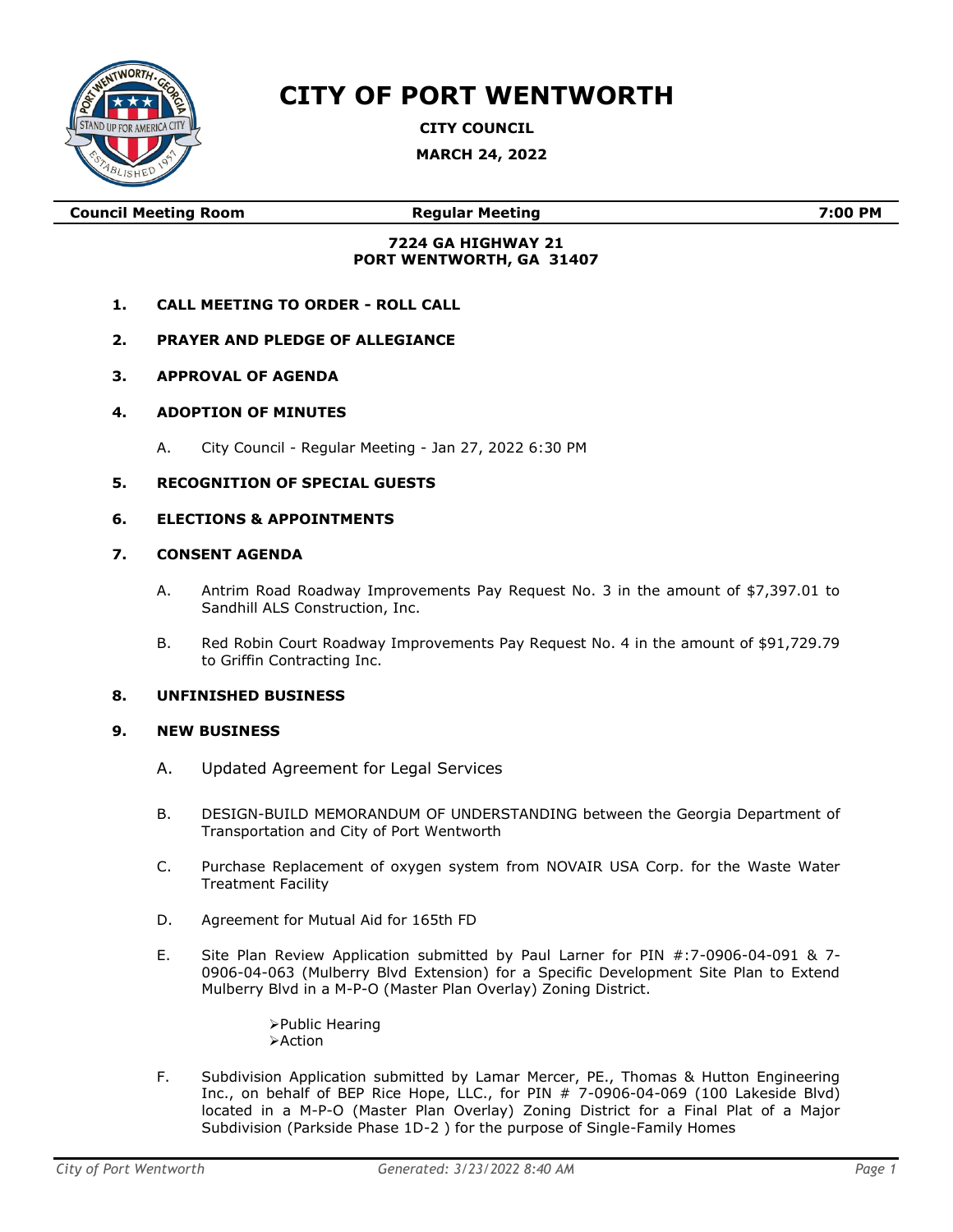# CITY OF PORT WENTWORTH

**CITY COUNCIL**

**MARCH 24, 2022**

| **Council Meeting Room** | **Regular Meeting** | **7:00 PM** |
|---|---|---|

**7224 GA HIGHWAY 21**
**PORT WENTWORTH, GA 31407**

1. **CALL MEETING TO ORDER - ROLL CALL**

2. **PRAYER AND PLEDGE OF ALLEGIANCE**

3. **APPROVAL OF AGENDA**

4. **ADOPTION OF MINUTES**

   A. City Council - Regular Meeting - Jan 27, 2022 6:30 PM

5. **RECOGNITION OF SPECIAL GUESTS**

6. **ELECTIONS & APPOINTMENTS**

7. **CONSENT AGENDA**

   A. Antrim Road Roadway Improvements Pay Request No. 3 in the amount of $7,397.01 to Sandhill ALS Construction, Inc.

   B. Red Robin Court Roadway Improvements Pay Request No. 4 in the amount of $91,729.79 to Griffin Contracting Inc.

8. **UNFINISHED BUSINESS**

9. **NEW BUSINESS**

   A. Updated Agreement for Legal Services

   B. DESIGN-BUILD MEMORANDUM OF UNDERSTANDING between the Georgia Department of Transportation and City of Port Wentworth

   C. Purchase Replacement of oxygen system from NOVAIR USA Corp. for the Waste Water Treatment Facility

   D. Agreement for Mutual Aid for 165th FD

   E. Site Plan Review Application submitted by Paul Larner for PIN #:7-0906-04-091 & 7-0906-04-063 (Mulberry Blvd Extension) for a Specific Development Site Plan to Extend Mulberry Blvd in a M-P-O (Master Plan Overlay) Zoning District.

      - Public Hearing
      - Action

   F. Subdivision Application submitted by Lamar Mercer, PE., Thomas & Hutton Engineering Inc., on behalf of BEP Rice Hope, LLC., for PIN # 7-0906-04-069 (100 Lakeside Blvd) located in a M-P-O (Master Plan Overlay) Zoning District for a Final Plat of a Major Subdivision (Parkside Phase 1D-2 ) for the purpose of Single-Family Homes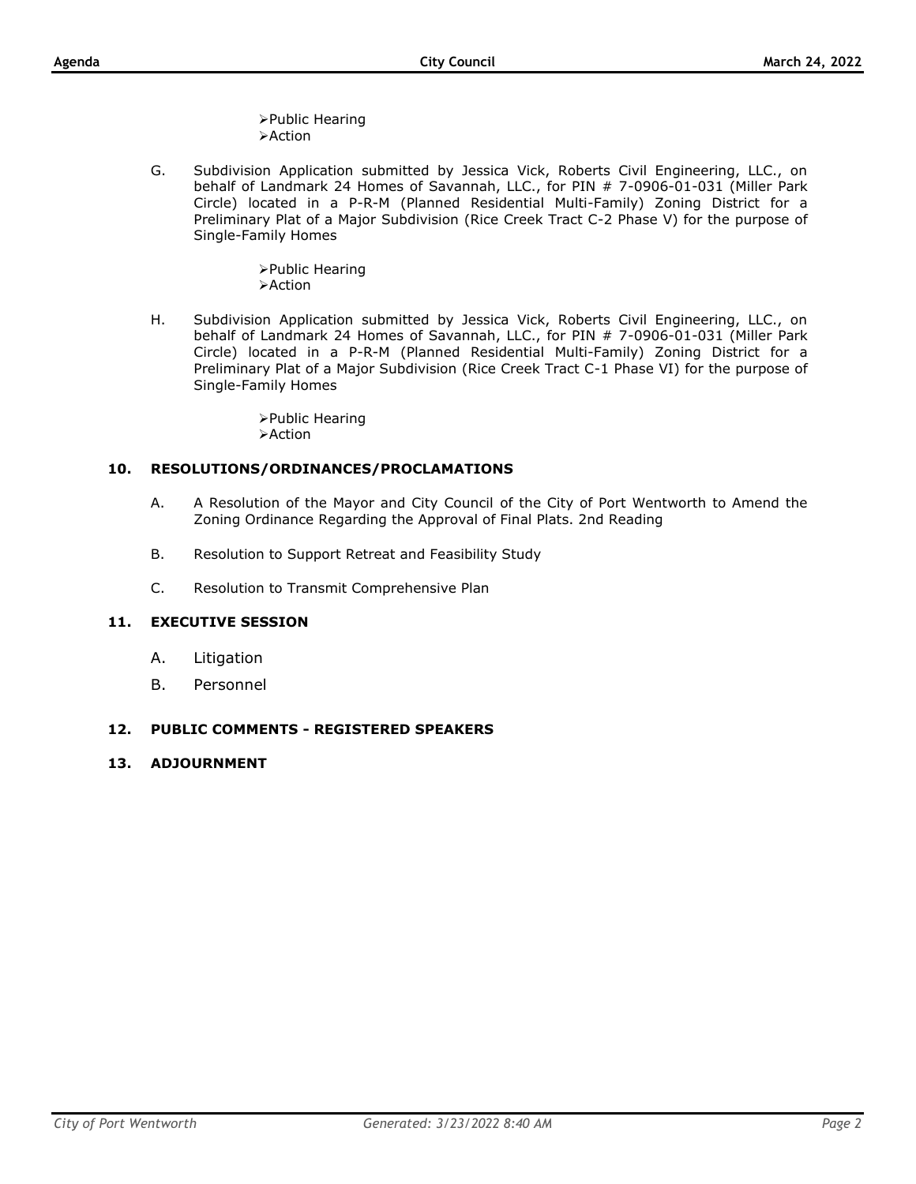➢Public Hearing
➢Action

G. Subdivision Application submitted by Jessica Vick, Roberts Civil Engineering, LLC., on behalf of Landmark 24 Homes of Savannah, LLC., for PIN # 7-0906-01-031 (Miller Park Circle) located in a P-R-M (Planned Residential Multi-Family) Zoning District for a Preliminary Plat of a Major Subdivision (Rice Creek Tract C-2 Phase V) for the purpose of Single-Family Homes

➢Public Hearing
➢Action

H. Subdivision Application submitted by Jessica Vick, Roberts Civil Engineering, LLC., on behalf of Landmark 24 Homes of Savannah, LLC., for PIN # 7-0906-01-031 (Miller Park Circle) located in a P-R-M (Planned Residential Multi-Family) Zoning District for a Preliminary Plat of a Major Subdivision (Rice Creek Tract C-1 Phase VI) for the purpose of Single-Family Homes

➢Public Hearing
➢Action

**10. RESOLUTIONS/ORDINANCES/PROCLAMATIONS**

A. A Resolution of the Mayor and City Council of the City of Port Wentworth to Amend the Zoning Ordinance Regarding the Approval of Final Plats. 2nd Reading

B. Resolution to Support Retreat and Feasibility Study

C. Resolution to Transmit Comprehensive Plan

**11. EXECUTIVE SESSION**

A. Litigation

B. Personnel

**12. PUBLIC COMMENTS - REGISTERED SPEAKERS**

**13. ADJOURNMENT**